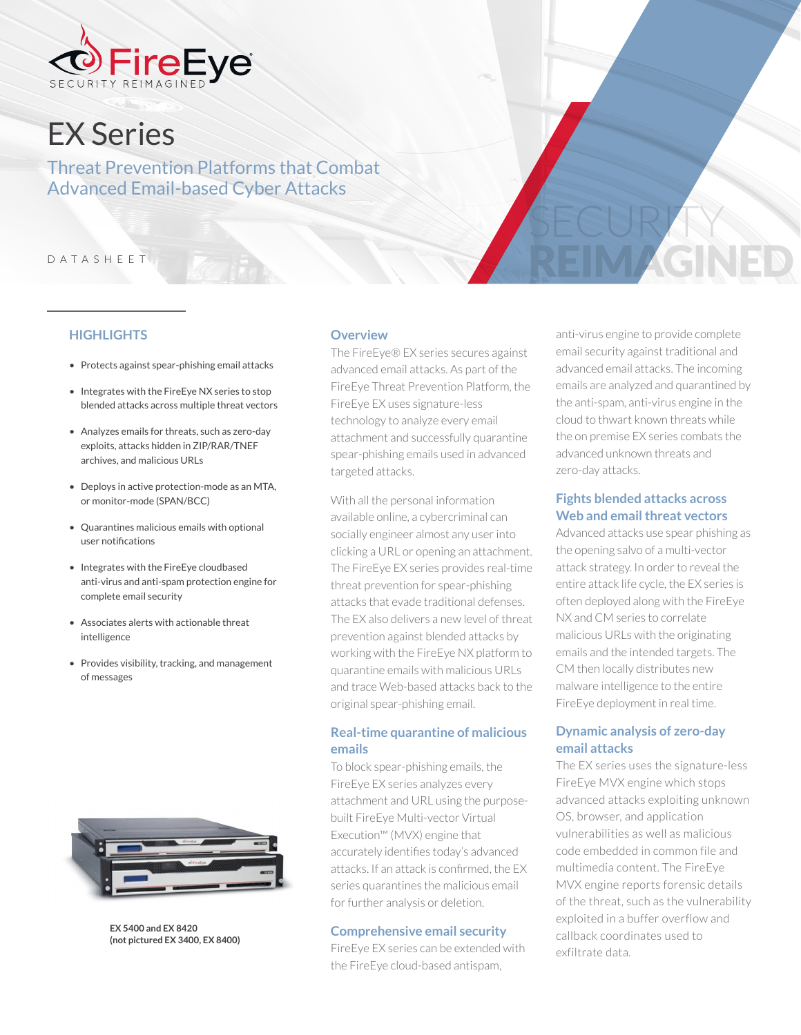# EX Series

## Threat Prevention Platforms that Combat Advanced Email-based Cyber Attacks

DATASHEET

### HIGHLIGHTS

- Protects against spear-phishing email attacks
- Integrates with the FireEye NX series to stop blended attacks across multiple threat vectors
- Analyzes emails for threats, such as zero-day exploits, attacks hidden in ZIP/RAR/TNEF archives, and malicious URLs
- Deploys in active protection-mode as an MTA, or monitor-mode (SPAN/BCC)
- Quarantines malicious emails with optional user notifications
- Integrates with the FireEye cloudbased anti-virus and anti-spam protection engine for complete email security
- Associates alerts with actionable threat intelligence
- Provides visibility, tracking, and management of messages

**EX 5400 and EX 8420 (not pictured EX 3400, EX 8400)**

### Overview

The FireEye® EX series secures against advanced email attacks. As part of the FireEye Threat Prevention Platform, the FireEye EX uses signature-less technology to analyze every email attachment and successfully quarantine spear-phishing emails used in advanced targeted attacks.

With all the personal information available online, a cybercriminal can socially engineer almost any user into clicking a URL or opening an attachment. The FireEye EX series provides real-time threat prevention for spear-phishing attacks that evade traditional defenses. The EX also delivers a new level of threat prevention against blended attacks by working with the FireEye NX platform to quarantine emails with malicious URLs and trace Web-based attacks back to the original spear-phishing email.

### Real-time quarantine of malicious emails

To block spear-phishing emails, the FireEye EX series analyzes every attachment and URL using the purpose-built FireEye Multi-vector Virtual Execution™ (MVX) engine that accurately identifies today's advanced attacks. If an attack is confirmed, the EX series quarantines the malicious email for further analysis or deletion.

### Comprehensive email security

FireEye EX series can be extended with the FireEye cloud-based antispam, anti-virus engine to provide complete email security against traditional and advanced email attacks. The incoming emails are analyzed and quarantined by the anti-spam, anti-virus engine in the cloud to thwart known threats while the on premise EX series combats the advanced unknown threats and zero-day attacks.

### Fights blended attacks across Web and email threat vectors

Advanced attacks use spear phishing as the opening salvo of a multi-vector attack strategy. In order to reveal the entire attack life cycle, the EX series is often deployed along with the FireEye NX and CM series to correlate malicious URLs with the originating emails and the intended targets. The CM then locally distributes new malware intelligence to the entire FireEye deployment in real time.

### Dynamic analysis of zero-day email attacks

The EX series uses the signature-less FireEye MVX engine which stops advanced attacks exploiting unknown OS, browser, and application vulnerabilities as well as malicious code embedded in common file and multimedia content. The FireEye MVX engine reports forensic details of the threat, such as the vulnerability exploited in a buffer overflow and callback coordinates used to exfiltrate data.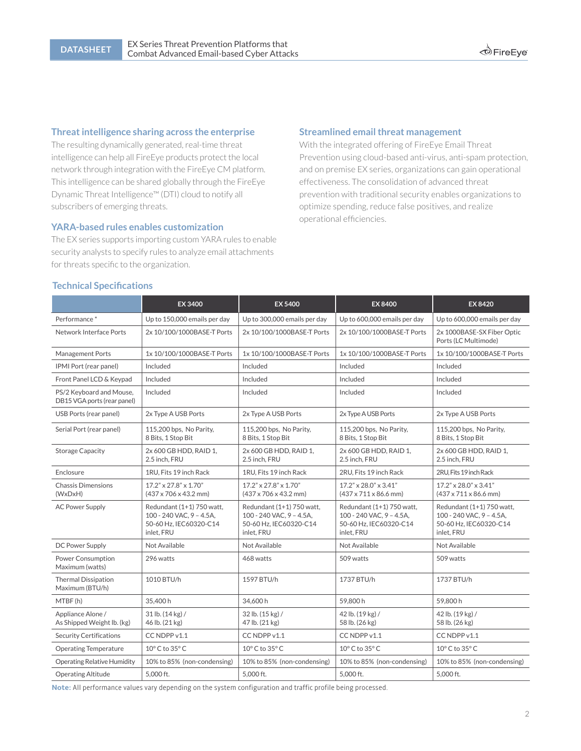### Threat intelligence sharing across the enterprise

The resulting dynamically generated, real-time threat intelligence can help all FireEye products protect the local network through integration with the FireEye CM platform. This intelligence can be shared globally through the FireEye Dynamic Threat Intelligence™ (DTI) cloud to notify all subscribers of emerging threats.

### YARA-based rules enables customization

The EX series supports importing custom YARA rules to enable security analysts to specify rules to analyze email attachments for threats specific to the organization.

### Streamlined email threat management

With the integrated offering of FireEye Email Threat Prevention using cloud-based anti-virus, anti-spam protection, and on premise EX series, organizations can gain operational effectiveness. The consolidation of advanced threat prevention with traditional security enables organizations to optimize spending, reduce false positives, and realize operational efficiencies.

## Technical Specifications

| | EX 3400 | EX 5400 | EX 8400 | EX 8420 |
|---|---|---|---|---|
| Performance * | Up to 150,000 emails per day | Up to 300,000 emails per day | Up to 600,000 emails per day | Up to 600,000 emails per day |
| Network Interface Ports | 2x 10/100/1000BASE-T Ports | 2x 10/100/1000BASE-T Ports | 2x 10/100/1000BASE-T Ports | 2x 1000BASE-SX Fiber Optic Ports (LC Multimode) |
| Management Ports | 1x 10/100/1000BASE-T Ports | 1x 10/100/1000BASE-T Ports | 1x 10/100/1000BASE-T Ports | 1x 10/100/1000BASE-T Ports |
| IPMI Port (rear panel) | Included | Included | Included | Included |
| Front Panel LCD & Keypad | Included | Included | Included | Included |
| PS/2 Keyboard and Mouse, DB15 VGA ports (rear panel) | Included | Included | Included | Included |
| USB Ports (rear panel) | 2x Type A USB Ports | 2x Type A USB Ports | 2x Type A USB Ports | 2x Type A USB Ports |
| Serial Port (rear panel) | 115,200 bps, No Parity, 8 Bits, 1 Stop Bit | 115,200 bps, No Parity, 8 Bits, 1 Stop Bit | 115,200 bps, No Parity, 8 Bits, 1 Stop Bit | 115,200 bps, No Parity, 8 Bits, 1 Stop Bit |
| Storage Capacity | 2x 600 GB HDD, RAID 1, 2.5 inch, FRU | 2x 600 GB HDD, RAID 1, 2.5 inch, FRU | 2x 600 GB HDD, RAID 1, 2.5 inch, FRU | 2x 600 GB HDD, RAID 1, 2.5 inch, FRU |
| Enclosure | 1RU, Fits 19 inch Rack | 1RU, Fits 19 inch Rack | 2RU, Fits 19 inch Rack | 2RU, Fits 19 inch Rack |
| Chassis Dimensions (WxDxH) | 17.2" x 27.8" x 1.70" (437 x 706 x 43.2 mm) | 17.2" x 27.8" x 1.70" (437 x 706 x 43.2 mm) | 17.2" x 28.0" x 3.41" (437 x 711 x 86.6 mm) | 17.2" x 28.0" x 3.41" (437 x 711 x 86.6 mm) |
| AC Power Supply | Redundant (1+1) 750 watt, 100 - 240 VAC, 9 – 4.5A, 50-60 Hz, IEC60320-C14 inlet, FRU | Redundant (1+1) 750 watt, 100 - 240 VAC, 9 – 4.5A, 50-60 Hz, IEC60320-C14 inlet, FRU | Redundant (1+1) 750 watt, 100 - 240 VAC, 9 – 4.5A, 50-60 Hz, IEC60320-C14 inlet, FRU | Redundant (1+1) 750 watt, 100 - 240 VAC, 9 – 4.5A, 50-60 Hz, IEC60320-C14 inlet, FRU |
| DC Power Supply | Not Available | Not Available | Not Available | Not Available |
| Power Consumption Maximum (watts) | 296 watts | 468 watts | 509 watts | 509 watts |
| Thermal Dissipation Maximum (BTU/h) | 1010 BTU/h | 1597 BTU/h | 1737 BTU/h | 1737 BTU/h |
| MTBF (h) | 35,400 h | 34,600 h | 59,800 h | 59,800 h |
| Appliance Alone / As Shipped Weight lb. (kg) | 31 lb. (14 kg) / 46 lb. (21 kg) | 32 lb. (15 kg) / 47 lb. (21 kg) | 42 lb. (19 kg) / 58 lb. (26 kg) | 42 lb. (19 kg) / 58 lb. (26 kg) |
| Security Certifications | CC NDPP v1.1 | CC NDPP v1.1 | CC NDPP v1.1 | CC NDPP v1.1 |
| Operating Temperature | 10° C to 35° C | 10° C to 35° C | 10° C to 35° C | 10° C to 35° C |
| Operating Relative Humidity | 10% to 85% (non-condensing) | 10% to 85% (non-condensing) | 10% to 85% (non-condensing) | 10% to 85% (non-condensing) |
| Operating Altitude | 5,000 ft. | 5,000 ft. | 5,000 ft. | 5,000 ft. |

**Note:** All performance values vary depending on the system configuration and traffic profile being processed.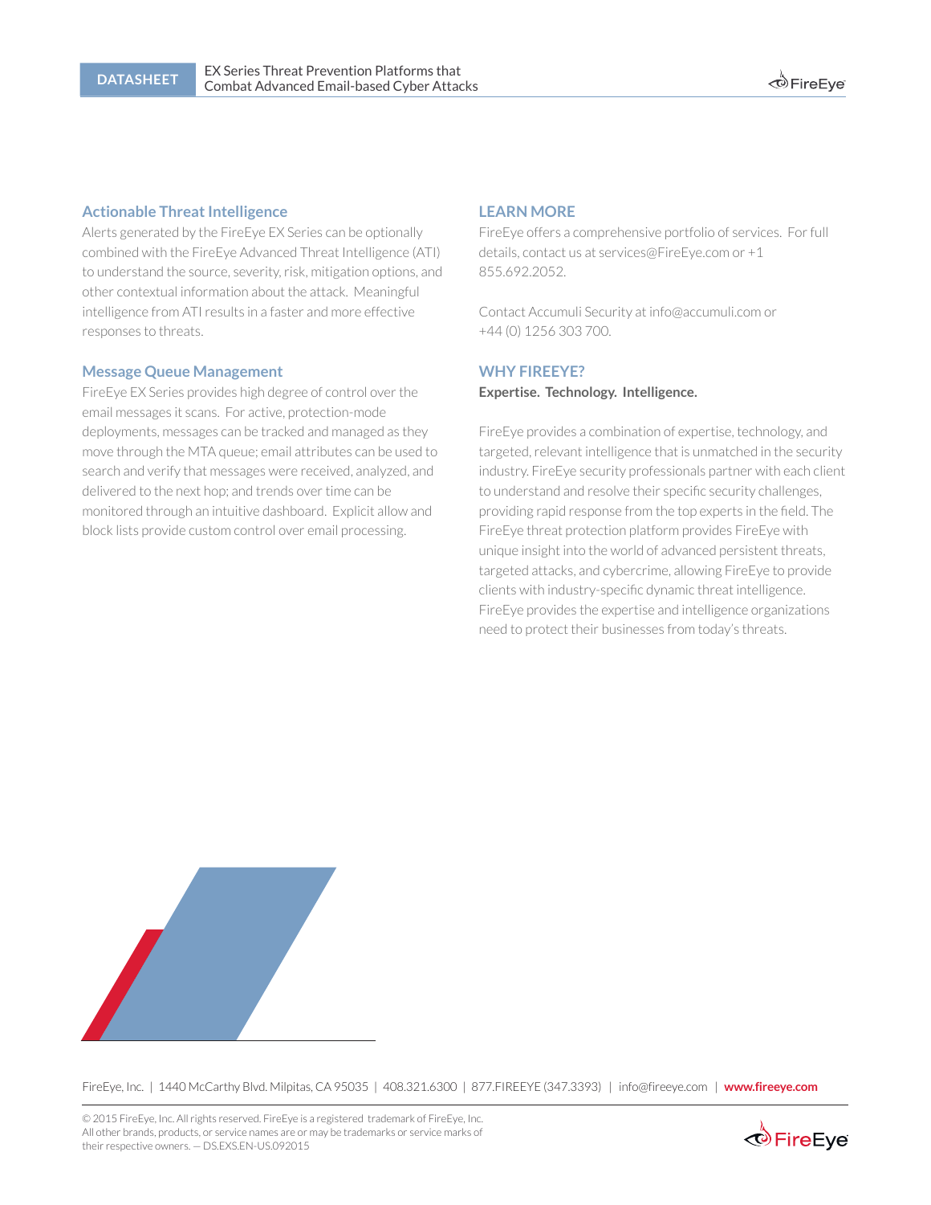### Actionable Threat Intelligence

Alerts generated by the FireEye EX Series can be optionally combined with the FireEye Advanced Threat Intelligence (ATI) to understand the source, severity, risk, mitigation options, and other contextual information about the attack. Meaningful intelligence from ATI results in a faster and more effective responses to threats.

### Message Queue Management

FireEye EX Series provides high degree of control over the email messages it scans. For active, protection-mode deployments, messages can be tracked and managed as they move through the MTA queue; email attributes can be used to search and verify that messages were received, analyzed, and delivered to the next hop; and trends over time can be monitored through an intuitive dashboard. Explicit allow and block lists provide custom control over email processing.

### LEARN MORE

FireEye offers a comprehensive portfolio of services. For full details, contact us at services@FireEye.com or +1 855.692.2052.

Contact Accumuli Security at info@accumuli.com or +44 (0) 1256 303 700.

### WHY FIREEYE?

**Expertise. Technology. Intelligence.**

FireEye provides a combination of expertise, technology, and targeted, relevant intelligence that is unmatched in the security industry. FireEye security professionals partner with each client to understand and resolve their specific security challenges, providing rapid response from the top experts in the field. The FireEye threat protection platform provides FireEye with unique insight into the world of advanced persistent threats, targeted attacks, and cybercrime, allowing FireEye to provide clients with industry-specific dynamic threat intelligence. FireEye provides the expertise and intelligence organizations need to protect their businesses from today's threats.

FireEye, Inc. | 1440 McCarthy Blvd. Milpitas, CA 95035 | 408.321.6300 | 877.FIREEYE (347.3393) | info@fireeye.com | **www.fireeye.com**

© 2015 FireEye, Inc. All rights reserved. FireEye is a registered trademark of FireEye, Inc. All other brands, products, or service names are or may be trademarks or service marks of their respective owners. — DS.EXS.EN-US.092015